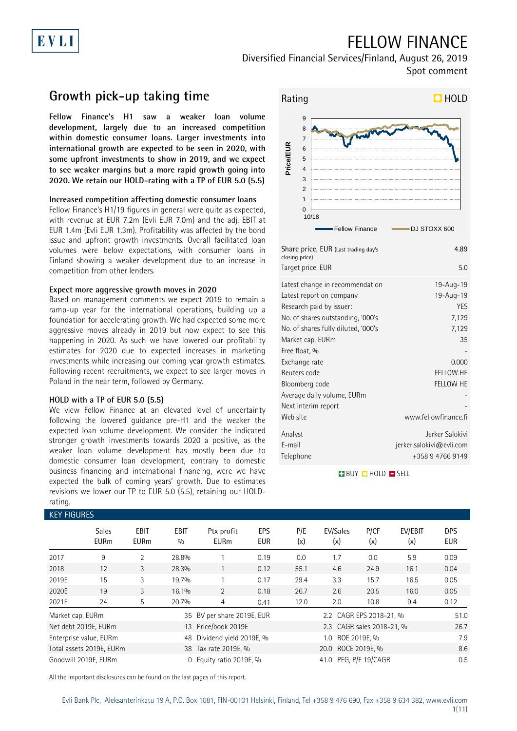# FELLOW FINANCE

Diversified Financial Services/Finland, August 26, 2019

Spot comment

## Growth pick-up taking time

**Fellow Finance's H1 saw a weaker loan volume development, largely due to an increased competition within domestic consumer loans. Larger investments into international growth are expected to be seen in 2020, with some upfront investments to show in 2019, and we expect to see weaker margins but a more rapid growth going into 2020. We retain our HOLD-rating with a TP of EUR 5.0 (5.5)**

### Increased competition affecting domestic consumer loans

Fellow Finance's H1/19 figures in general were quite as expected, with revenue at EUR 7.2m (Evli EUR 7.0m) and the adj. EBIT at EUR 1.4m (Evli EUR 1.3m). Profitability was affected by the bond issue and upfront growth investments. Overall facilitated loan volumes were below expectations, with consumer loans in Finland showing a weaker development due to an increase in competition from other lenders.

### Expect more aggressive growth moves in 2020

Based on management comments we expect 2019 to remain a ramp-up year for the international operations, building up a foundation for accelerating growth. We had expected some more aggressive moves already in 2019 but now expect to see this happening in 2020. As such we have lowered our profitability estimates for 2020 due to expected increases in marketing investments while increasing our coming year growth estimates. Following recent recruitments, we expect to see larger moves in Poland in the near term, followed by Germany.

### HOLD with a TP of EUR 5.0 (5.5)

We view Fellow Finance at an elevated level of uncertainty following the lowered guidance pre-H1 and the weaker the expected loan volume development. We consider the indicated stronger growth investments towards 2020 a positive, as the weaker loan volume development has mostly been due to domestic consumer loan development, contrary to domestic business financing and international financing, were we have expected the bulk of coming years' growth. Due to estimates revisions we lower our TP to EUR 5.0 (5.5), retaining our HOLD-rating.

**Rating: HOLD**

| | |
|---|---|
| Share price, EUR (Last trading day's closing price) | 4.89 |
| Target price, EUR | 5.0 |
| Latest change in recommendation | 19-Aug-19 |
| Latest report on company | 19-Aug-19 |
| Research paid by issuer: | YES |
| No. of shares outstanding, '000's | 7,129 |
| No. of shares fully diluted, '000's | 7,129 |
| Market cap, EURm | 35 |
| Free float, % | - |
| Exchange rate | 0.000 |
| Reuters code | FELLOW.HE |
| Bloomberg code | FELLOW HE |
| Average daily volume, EURm | - |
| Next interim report | - |
| Web site | www.fellowfinance.fi |
| Analyst | Jerker Salokivi |
| E-mail | jerker.salokivi@evli.com |
| Telephone | +358 9 4766 9149 |

BUY HOLD SELL

### KEY FIGURES

| | Sales EURm | EBIT EURm | EBIT % | Ptx profit EURm | EPS EUR | P/E (x) | EV/Sales (x) | P/CF (x) | EV/EBIT (x) | DPS EUR |
|---|---|---|---|---|---|---|---|---|---|---|
| 2017 | 9 | 2 | 28.8% | 1 | 0.19 | 0.0 | 1.7 | 0.0 | 5.9 | 0.09 |
| 2018 | 12 | 3 | 28.3% | 1 | 0.12 | 55.1 | 4.6 | 24.9 | 16.1 | 0.04 |
| 2019E | 15 | 3 | 19.7% | 1 | 0.17 | 29.4 | 3.3 | 15.7 | 16.5 | 0.05 |
| 2020E | 19 | 3 | 16.1% | 2 | 0.18 | 26.7 | 2.6 | 20.5 | 16.0 | 0.05 |
| 2021E | 24 | 5 | 20.7% | 4 | 0.41 | 12.0 | 2.0 | 10.8 | 9.4 | 0.12 |

| | | | | | |
|---|---|---|---|---|---|
| Market cap, EURm | 35 | BV per share 2019E, EUR | 2.2 | CAGR EPS 2018-21, % | 51.0 |
| Net debt 2019E, EURm | 13 | Price/book 2019E | 2.3 | CAGR sales 2018-21, % | 26.7 |
| Enterprise value, EURm | 48 | Dividend yield 2019E, % | 1.0 | ROE 2019E, % | 7.9 |
| Total assets 2019E, EURm | 38 | Tax rate 2019E, % | 20.0 | ROCE 2019E, % | 8.6 |
| Goodwill 2019E, EURm | 0 | Equity ratio 2019E, % | 41.0 | PEG, P/E 19/CAGR | 0.5 |

All the important disclosures can be found on the last pages of this report.

Evli Bank Plc, Aleksanterinkatu 19 A, P.O. Box 1081, FIN-00101 Helsinki, Finland, Tel +358 9 476 690, Fax +358 9 634 382, www.evli.com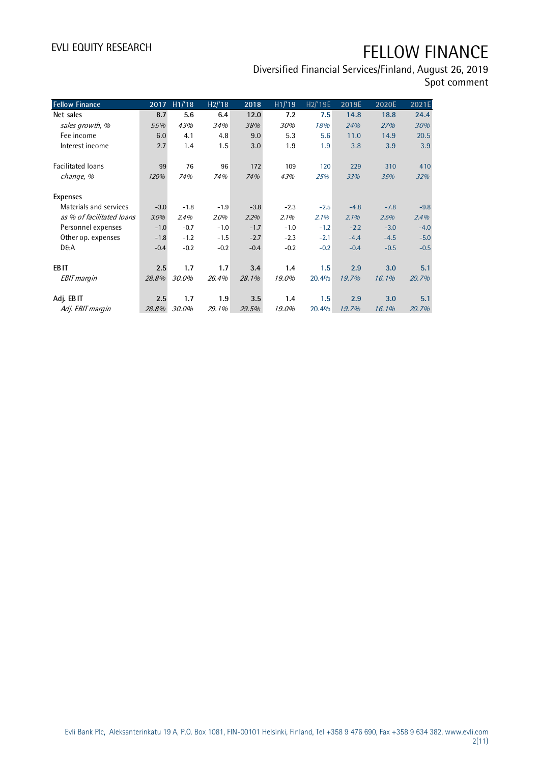| Fellow Finance | 2017 | H1/'18 | H2/'18 | 2018 | H1/'19 | H2/'19E | 2019E | 2020E | 2021E |
|---|---|---|---|---|---|---|---|---|---|
| **Net sales** | **8.7** | **5.6** | **6.4** | **12.0** | **7.2** | **7.5** | **14.8** | **18.8** | **24.4** |
| *sales growth, %* | *55%* | *43%* | *34%* | *38%* | *30%* | *18%* | *24%* | *27%* | *30%* |
| Fee income | 6.0 | 4.1 | 4.8 | 9.0 | 5.3 | 5.6 | 11.0 | 14.9 | 20.5 |
| Interest income | 2.7 | 1.4 | 1.5 | 3.0 | 1.9 | 1.9 | 3.8 | 3.9 | 3.9 |
| | | | | | | | | | |
| Facilitated loans | 99 | 76 | 96 | 172 | 109 | 120 | 229 | 310 | 410 |
| *change, %* | *120%* | *74%* | *74%* | *74%* | *43%* | *25%* | *33%* | *35%* | *32%* |
| | | | | | | | | | |
| **Expenses** | | | | | | | | | |
| Materials and services | -3.0 | -1.8 | -1.9 | -3.8 | -2.3 | -2.5 | -4.8 | -7.8 | -9.8 |
| *as % of facilitated loans* | *3.0%* | *2.4%* | *2.0%* | *2.2%* | *2.1%* | *2.1%* | *2.1%* | *2.5%* | *2.4%* |
| Personnel expenses | -1.0 | -0.7 | -1.0 | -1.7 | -1.0 | -1.2 | -2.2 | -3.0 | -4.0 |
| Other op. expenses | -1.8 | -1.2 | -1.5 | -2.7 | -2.3 | -2.1 | -4.4 | -4.5 | -5.0 |
| D&A | -0.4 | -0.2 | -0.2 | -0.4 | -0.2 | -0.2 | -0.4 | -0.5 | -0.5 |
| | | | | | | | | | |
| **EBIT** | **2.5** | **1.7** | **1.7** | **3.4** | **1.4** | **1.5** | **2.9** | **3.0** | **5.1** |
| *EBIT margin* | *28.8%* | *30.0%* | *26.4%* | *28.1%* | *19.0%* | 20.4% | *19.7%* | *16.1%* | *20.7%* |
| | | | | | | | | | |
| **Adj. EBIT** | **2.5** | **1.7** | **1.9** | **3.5** | **1.4** | **1.5** | **2.9** | **3.0** | **5.1** |
| *Adj. EBIT margin* | *28.8%* | *30.0%* | *29.1%* | *29.5%* | *19.0%* | 20.4% | *19.7%* | *16.1%* | *20.7%* |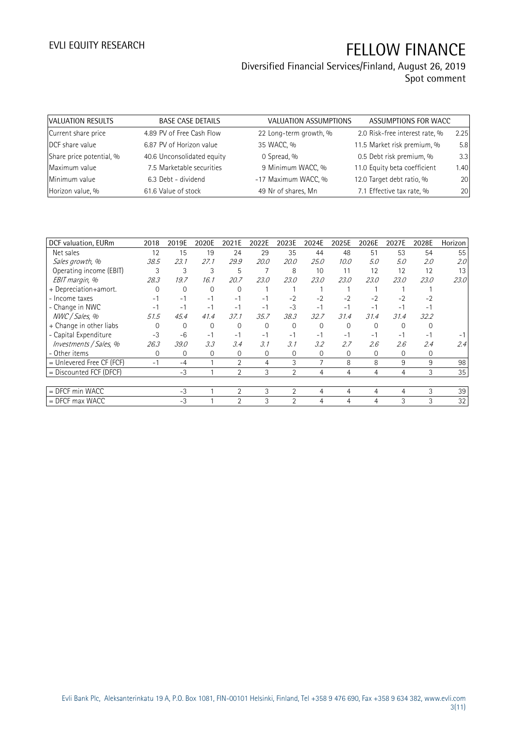| VALUATION RESULTS | BASE CASE DETAILS | VALUATION ASSUMPTIONS | ASSUMPTIONS FOR WACC |
|---|---|---|---|
| Current share price | 4.89 PV of Free Cash Flow | 22 Long-term growth, % | 2.0 Risk-free interest rate, % 2.25 |
| DCF share value | 6.87 PV of Horizon value | 35 WACC, % | 11.5 Market risk premium, % 5.8 |
| Share price potential, % | 40.6 Unconsolidated equity | 0 Spread, % | 0.5 Debt risk premium, % 3.3 |
| Maximum value | 7.5 Marketable securities | 9 Minimum WACC, % | 11.0 Equity beta coefficient 1.40 |
| Minimum value | 6.3 Debt - dividend | -17 Maximum WACC, % | 12.0 Target debt ratio, % 20 |
| Horizon value, % | 61.6 Value of stock | 49 Nr of shares, Mn | 7.1 Effective tax rate, % 20 |

| DCF valuation, EURm | 2018 | 2019E | 2020E | 2021E | 2022E | 2023E | 2024E | 2025E | 2026E | 2027E | 2028E | Horizon |
|---|---|---|---|---|---|---|---|---|---|---|---|---|
| Net sales | 12 | 15 | 19 | 24 | 29 | 35 | 44 | 48 | 51 | 53 | 54 | 55 |
| *Sales growth, %* | *38.5* | *23.1* | *27.1* | *29.9* | *20.0* | *20.0* | *25.0* | *10.0* | *5.0* | *5.0* | *2.0* | *2.0* |
| Operating income (EBIT) | 3 | 3 | 3 | 5 | 7 | 8 | 10 | 11 | 12 | 12 | 12 | 13 |
| *EBIT margin, %* | *28.3* | *19.7* | *16.1* | *20.7* | *23.0* | *23.0* | *23.0* | *23.0* | *23.0* | *23.0* | *23.0* | *23.0* |
| + Depreciation+amort. | 0 | 0 | 0 | 0 | 1 | 1 | 1 | 1 | 1 | 1 | 1 | |
| - Income taxes | -1 | -1 | -1 | -1 | -1 | -2 | -2 | -2 | -2 | -2 | -2 | |
| - Change in NWC | -1 | -1 | -1 | -1 | -1 | -3 | -1 | -1 | -1 | -1 | -1 | |
| *NWC / Sales, %* | *51.5* | *45.4* | *41.4* | *37.1* | *35.7* | *38.3* | *32.7* | *31.4* | *31.4* | *31.4* | *32.2* | |
| + Change in other liabs | 0 | 0 | 0 | 0 | 0 | 0 | 0 | 0 | 0 | 0 | 0 | |
| - Capital Expenditure | -3 | -6 | -1 | -1 | -1 | -1 | -1 | -1 | -1 | -1 | -1 | -1 |
| *Investments / Sales, %* | *26.3* | *39.0* | *3.3* | *3.4* | *3.1* | *3.1* | *3.2* | *2.7* | *2.6* | *2.6* | *2.4* | *2.4* |
| - Other items | 0 | 0 | 0 | 0 | 0 | 0 | 0 | 0 | 0 | 0 | 0 | |
| = Unlevered Free CF (FCF) | -1 | -4 | 1 | 2 | 4 | 3 | 7 | 8 | 8 | 9 | 9 | 98 |
| = Discounted FCF (DFCF) | | -3 | 1 | 2 | 3 | 2 | 4 | 4 | 4 | 4 | 3 | 35 |
| | | | | | | | | | | | | |
| = DFCF min WACC | | -3 | 1 | 2 | 3 | 2 | 4 | 4 | 4 | 4 | 3 | 39 |
| = DFCF max WACC | | -3 | 1 | 2 | 3 | 2 | 4 | 4 | 4 | 3 | 3 | 32 |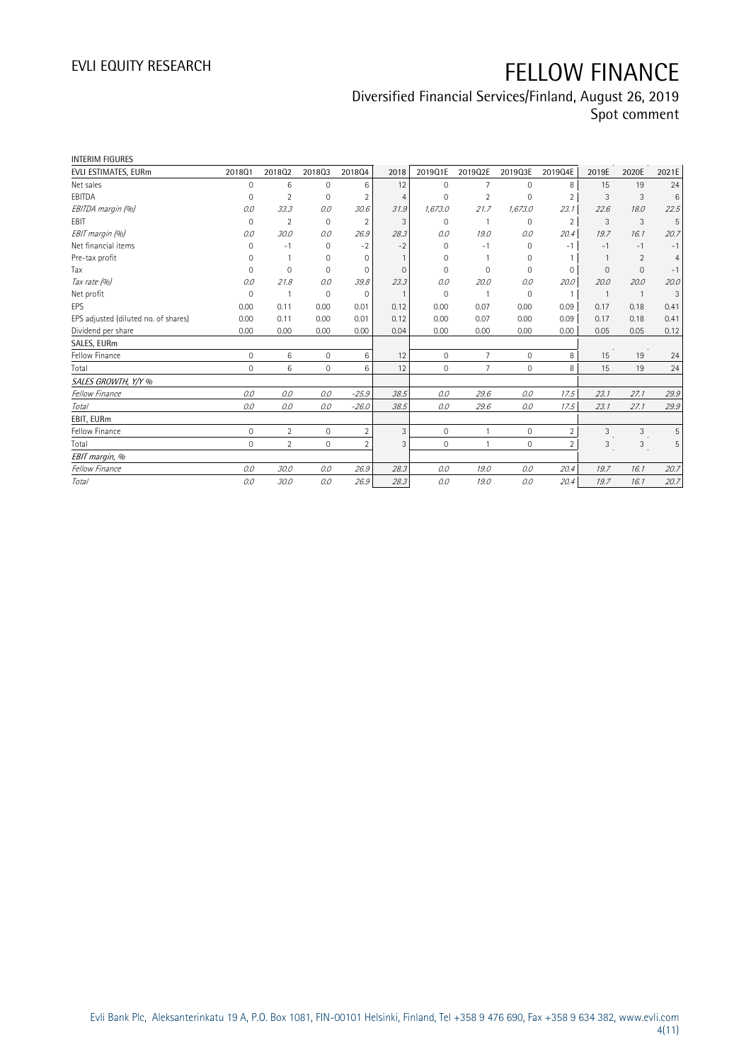# EVLI EQUITY RESEARCH

# FELLOW FINANCE

Diversified Financial Services/Finland, August 26, 2019
Spot comment

INTERIM FIGURES

| EVLI ESTIMATES, EURm | 2018Q1 | 2018Q2 | 2018Q3 | 2018Q4 | 2018 | 2019Q1E | 2019Q2E | 2019Q3E | 2019Q4E | 2019E | 2020E | 2021E |
|---|---|---|---|---|---|---|---|---|---|---|---|---|
| Net sales | 0 | 6 | 0 | 6 | 12 | 0 | 7 | 0 | 8 | 15 | 19 | 24 |
| EBITDA | 0 | 2 | 0 | 2 | 4 | 0 | 2 | 0 | 2 | 3 | 3 | 6 |
| *EBITDA margin (%)* | *0.0* | *33.3* | *0.0* | *30.6* | *31.9* | *1,673.0* | *21.7* | *1,673.0* | *23.1* | *22.6* | *18.0* | *22.5* |
| EBIT | 0 | 2 | 0 | 2 | 3 | 0 | 1 | 0 | 2 | 3 | 3 | 5 |
| *EBIT margin (%)* | *0.0* | *30.0* | *0.0* | *26.9* | *28.3* | *0.0* | *19.0* | *0.0* | *20.4* | *19.7* | *16.1* | *20.7* |
| Net financial items | 0 | -1 | 0 | -2 | -2 | 0 | -1 | 0 | -1 | -1 | -1 | -1 |
| Pre-tax profit | 0 | 1 | 0 | 0 | 1 | 0 | 1 | 0 | 1 | 1 | 2 | 4 |
| Tax | 0 | 0 | 0 | 0 | 0 | 0 | 0 | 0 | 0 | 0 | 0 | -1 |
| *Tax rate (%)* | *0.0* | *21.8* | *0.0* | *39.8* | *23.3* | *0.0* | *20.0* | *0.0* | *20.0* | *20.0* | *20.0* | *20.0* |
| Net profit | 0 | 1 | 0 | 0 | 1 | 0 | 1 | 0 | 1 | 1 | 1 | 3 |
| EPS | 0.00 | 0.11 | 0.00 | 0.01 | 0.12 | 0.00 | 0.07 | 0.00 | 0.09 | 0.17 | 0.18 | 0.41 |
| EPS adjusted (diluted no. of shares) | 0.00 | 0.11 | 0.00 | 0.01 | 0.12 | 0.00 | 0.07 | 0.00 | 0.09 | 0.17 | 0.18 | 0.41 |
| Dividend per share | 0.00 | 0.00 | 0.00 | 0.00 | 0.04 | 0.00 | 0.00 | 0.00 | 0.00 | 0.05 | 0.05 | 0.12 |
| SALES, EURm | | | | | | | | | | | | |
| Fellow Finance | 0 | 6 | 0 | 6 | 12 | 0 | 7 | 0 | 8 | 15 | 19 | 24 |
| Total | 0 | 6 | 0 | 6 | 12 | 0 | 7 | 0 | 8 | 15 | 19 | 24 |
| *SALES GROWTH, Y/Y %* | | | | | | | | | | | | |
| *Fellow Finance* | *0.0* | *0.0* | *0.0* | *-25.9* | *38.5* | *0.0* | *29.6* | *0.0* | *17.5* | *23.1* | *27.1* | *29.9* |
| *Total* | *0.0* | *0.0* | *0.0* | *-26.0* | *38.5* | *0.0* | *29.6* | *0.0* | *17.5* | *23.1* | *27.1* | *29.9* |
| EBIT, EURm | | | | | | | | | | | | |
| Fellow Finance | 0 | 2 | 0 | 2 | 3 | 0 | 1 | 0 | 2 | 3 | 3 | 5 |
| Total | 0 | 2 | 0 | 2 | 3 | 0 | 1 | 0 | 2 | 3 | 3 | 5 |
| *EBIT margin, %* | | | | | | | | | | | | |
| *Fellow Finance* | *0.0* | *30.0* | *0.0* | *26.9* | *28.3* | *0.0* | *19.0* | *0.0* | *20.4* | *19.7* | *16.1* | *20.7* |
| *Total* | *0.0* | *30.0* | *0.0* | *26.9* | *28.3* | *0.0* | *19.0* | *0.0* | *20.4* | *19.7* | *16.1* | *20.7* |

Evli Bank Plc, Aleksanterinkatu 19 A, P.O. Box 1081, FIN-00101 Helsinki, Finland, Tel +358 9 476 690, Fax +358 9 634 382, www.evli.com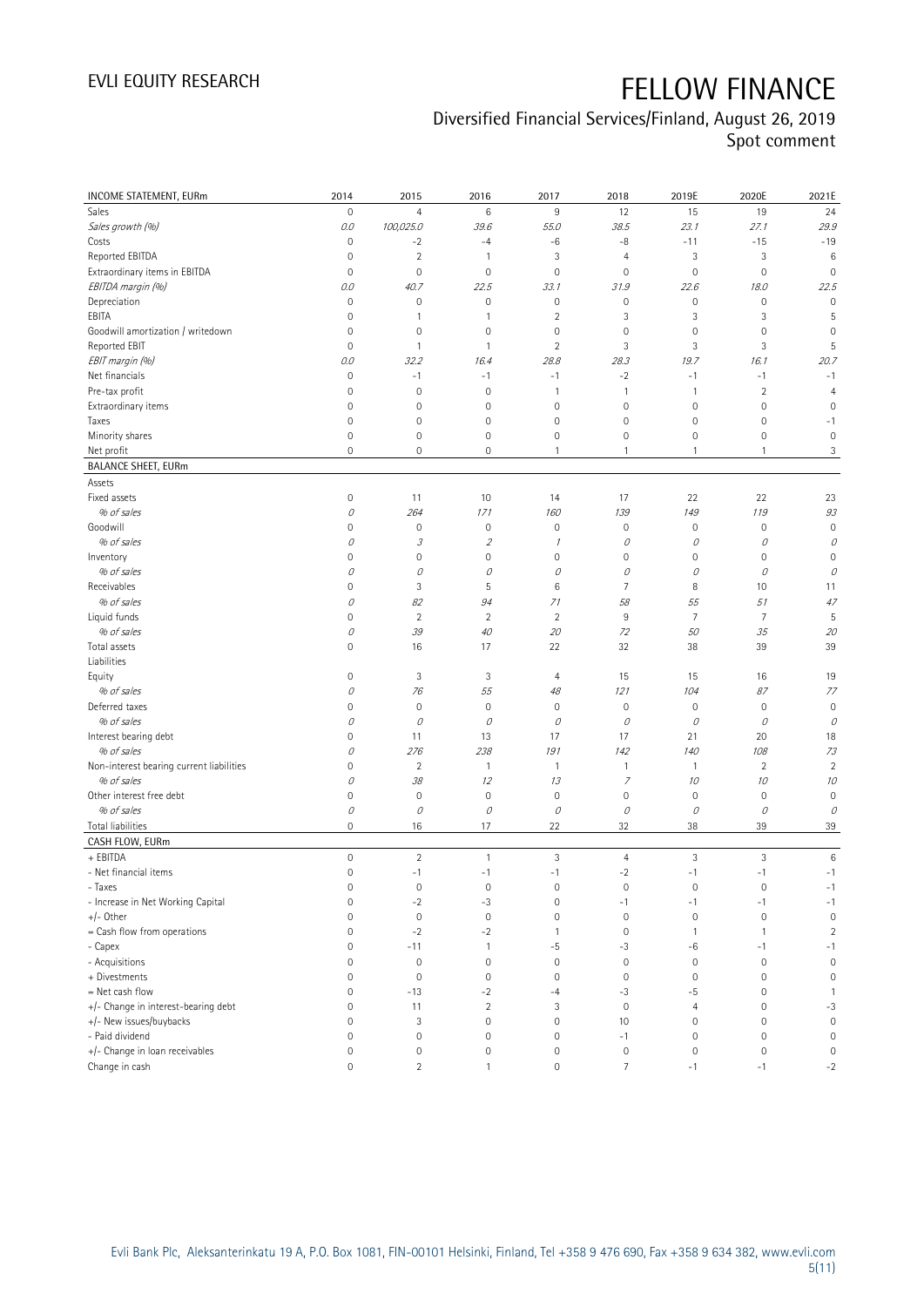# FELLOW FINANCE

## Diversified Financial Services/Finland, August 26, 2019
Spot comment

| INCOME STATEMENT, EURm | 2014 | 2015 | 2016 | 2017 | 2018 | 2019E | 2020E | 2021E |
|---|---|---|---|---|---|---|---|---|
| Sales | 0 | 4 | 6 | 9 | 12 | 15 | 19 | 24 |
| *Sales growth (%)* | *0.0* | *100,025.0* | *39.6* | *55.0* | *38.5* | *23.1* | *27.1* | *29.9* |
| Costs | 0 | -2 | -4 | -6 | -8 | -11 | -15 | -19 |
| Reported EBITDA | 0 | 2 | 1 | 3 | 4 | 3 | 3 | 6 |
| Extraordinary items in EBITDA | 0 | 0 | 0 | 0 | 0 | 0 | 0 | 0 |
| *EBITDA margin (%)* | *0.0* | *40.7* | *22.5* | *33.1* | *31.9* | *22.6* | *18.0* | *22.5* |
| Depreciation | 0 | 0 | 0 | 0 | 0 | 0 | 0 | 0 |
| EBITA | 0 | 1 | 1 | 2 | 3 | 3 | 3 | 5 |
| Goodwill amortization / writedown | 0 | 0 | 0 | 0 | 0 | 0 | 0 | 0 |
| Reported EBIT | 0 | 1 | 1 | 2 | 3 | 3 | 3 | 5 |
| *EBIT margin (%)* | *0.0* | *32.2* | *16.4* | *28.8* | *28.3* | *19.7* | *16.1* | *20.7* |
| Net financials | 0 | -1 | -1 | -1 | -2 | -1 | -1 | -1 |
| Pre-tax profit | 0 | 0 | 0 | 1 | 1 | 1 | 2 | 4 |
| Extraordinary items | 0 | 0 | 0 | 0 | 0 | 0 | 0 | 0 |
| Taxes | 0 | 0 | 0 | 0 | 0 | 0 | 0 | -1 |
| Minority shares | 0 | 0 | 0 | 0 | 0 | 0 | 0 | 0 |
| Net profit | 0 | 0 | 0 | 1 | 1 | 1 | 1 | 3 |
| **BALANCE SHEET, EURm** | | | | | | | | |
| Assets | | | | | | | | |
| Fixed assets | 0 | 11 | 10 | 14 | 17 | 22 | 22 | 23 |
| *% of sales* | *0* | *264* | *171* | *160* | *139* | *149* | *119* | *93* |
| Goodwill | 0 | 0 | 0 | 0 | 0 | 0 | 0 | 0 |
| *% of sales* | *0* | *3* | *2* | *1* | *0* | *0* | *0* | *0* |
| Inventory | 0 | 0 | 0 | 0 | 0 | 0 | 0 | 0 |
| *% of sales* | *0* | *0* | *0* | *0* | *0* | *0* | *0* | *0* |
| Receivables | 0 | 3 | 5 | 6 | 7 | 8 | 10 | 11 |
| *% of sales* | *0* | *82* | *94* | *71* | *58* | *55* | *51* | *47* |
| Liquid funds | 0 | 2 | 2 | 2 | 9 | 7 | 7 | 5 |
| *% of sales* | *0* | *39* | *40* | *20* | *72* | *50* | *35* | *20* |
| Total assets | 0 | 16 | 17 | 22 | 32 | 38 | 39 | 39 |
| Liabilities | | | | | | | | |
| Equity | 0 | 3 | 3 | 4 | 15 | 15 | 16 | 19 |
| *% of sales* | *0* | *76* | *55* | *48* | *121* | *104* | *87* | *77* |
| Deferred taxes | 0 | 0 | 0 | 0 | 0 | 0 | 0 | 0 |
| *% of sales* | *0* | *0* | *0* | *0* | *0* | *0* | *0* | *0* |
| Interest bearing debt | 0 | 11 | 13 | 17 | 17 | 21 | 20 | 18 |
| *% of sales* | *0* | *276* | *238* | *191* | *142* | *140* | *108* | *73* |
| Non-interest bearing current liabilities | 0 | 2 | 1 | 1 | 1 | 1 | 2 | 2 |
| *% of sales* | *0* | *38* | *12* | *13* | *7* | *10* | *10* | *10* |
| Other interest free debt | 0 | 0 | 0 | 0 | 0 | 0 | 0 | 0 |
| *% of sales* | *0* | *0* | *0* | *0* | *0* | *0* | *0* | *0* |
| Total liabilities | 0 | 16 | 17 | 22 | 32 | 38 | 39 | 39 |
| **CASH FLOW, EURm** | | | | | | | | |
| + EBITDA | 0 | 2 | 1 | 3 | 4 | 3 | 3 | 6 |
| - Net financial items | 0 | -1 | -1 | -1 | -2 | -1 | -1 | -1 |
| - Taxes | 0 | 0 | 0 | 0 | 0 | 0 | 0 | -1 |
| - Increase in Net Working Capital | 0 | -2 | -3 | 0 | -1 | -1 | -1 | -1 |
| +/- Other | 0 | 0 | 0 | 0 | 0 | 0 | 0 | 0 |
| = Cash flow from operations | 0 | -2 | -2 | 1 | 0 | 1 | 1 | 2 |
| - Capex | 0 | -11 | 1 | -5 | -3 | -6 | -1 | -1 |
| - Acquisitions | 0 | 0 | 0 | 0 | 0 | 0 | 0 | 0 |
| + Divestments | 0 | 0 | 0 | 0 | 0 | 0 | 0 | 0 |
| = Net cash flow | 0 | -13 | -2 | -4 | -3 | -5 | 0 | 1 |
| +/- Change in interest-bearing debt | 0 | 11 | 2 | 3 | 0 | 4 | 0 | -3 |
| +/- New issues/buybacks | 0 | 3 | 0 | 0 | 10 | 0 | 0 | 0 |
| - Paid dividend | 0 | 0 | 0 | 0 | -1 | 0 | 0 | 0 |
| +/- Change in loan receivables | 0 | 0 | 0 | 0 | 0 | 0 | 0 | 0 |
| Change in cash | 0 | 2 | 1 | 0 | 7 | -1 | -1 | -2 |

Evli Bank Plc, Aleksanterinkatu 19 A, P.O. Box 1081, FIN-00101 Helsinki, Finland, Tel +358 9 476 690, Fax +358 9 634 382, www.evli.com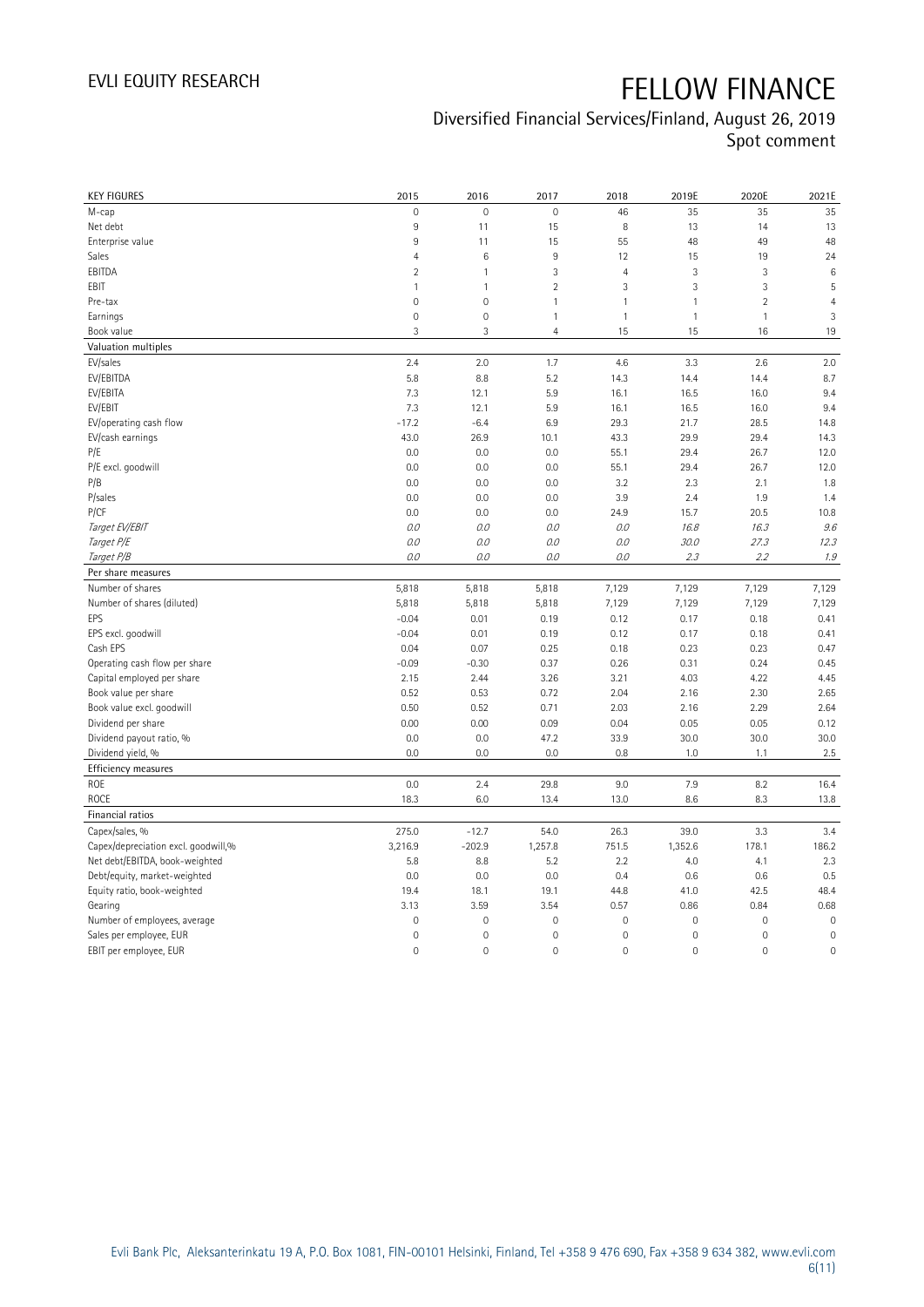# FELLOW FINANCE

Diversified Financial Services/Finland, August 26, 2019
Spot comment

| KEY FIGURES | 2015 | 2016 | 2017 | 2018 | 2019E | 2020E | 2021E |
|---|---|---|---|---|---|---|---|
| M-cap | 0 | 0 | 0 | 46 | 35 | 35 | 35 |
| Net debt | 9 | 11 | 15 | 8 | 13 | 14 | 13 |
| Enterprise value | 9 | 11 | 15 | 55 | 48 | 49 | 48 |
| Sales | 4 | 6 | 9 | 12 | 15 | 19 | 24 |
| EBITDA | 2 | 1 | 3 | 4 | 3 | 3 | 6 |
| EBIT | 1 | 1 | 2 | 3 | 3 | 3 | 5 |
| Pre-tax | 0 | 0 | 1 | 1 | 1 | 2 | 4 |
| Earnings | 0 | 0 | 1 | 1 | 1 | 1 | 3 |
| Book value | 3 | 3 | 4 | 15 | 15 | 16 | 19 |
| **Valuation multiples** | | | | | | | |
| EV/sales | 2.4 | 2.0 | 1.7 | 4.6 | 3.3 | 2.6 | 2.0 |
| EV/EBITDA | 5.8 | 8.8 | 5.2 | 14.3 | 14.4 | 14.4 | 8.7 |
| EV/EBITA | 7.3 | 12.1 | 5.9 | 16.1 | 16.5 | 16.0 | 9.4 |
| EV/EBIT | 7.3 | 12.1 | 5.9 | 16.1 | 16.5 | 16.0 | 9.4 |
| EV/operating cash flow | -17.2 | -6.4 | 6.9 | 29.3 | 21.7 | 28.5 | 14.8 |
| EV/cash earnings | 43.0 | 26.9 | 10.1 | 43.3 | 29.9 | 29.4 | 14.3 |
| P/E | 0.0 | 0.0 | 0.0 | 55.1 | 29.4 | 26.7 | 12.0 |
| P/E excl. goodwill | 0.0 | 0.0 | 0.0 | 55.1 | 29.4 | 26.7 | 12.0 |
| P/B | 0.0 | 0.0 | 0.0 | 3.2 | 2.3 | 2.1 | 1.8 |
| P/sales | 0.0 | 0.0 | 0.0 | 3.9 | 2.4 | 1.9 | 1.4 |
| P/CF | 0.0 | 0.0 | 0.0 | 24.9 | 15.7 | 20.5 | 10.8 |
| *Target EV/EBIT* | *0.0* | *0.0* | *0.0* | *0.0* | *16.8* | *16.3* | *9.6* |
| *Target P/E* | *0.0* | *0.0* | *0.0* | *0.0* | *30.0* | *27.3* | *12.3* |
| *Target P/B* | *0.0* | *0.0* | *0.0* | *0.0* | *2.3* | *2.2* | *1.9* |
| **Per share measures** | | | | | | | |
| Number of shares | 5,818 | 5,818 | 5,818 | 7,129 | 7,129 | 7,129 | 7,129 |
| Number of shares (diluted) | 5,818 | 5,818 | 5,818 | 7,129 | 7,129 | 7,129 | 7,129 |
| EPS | -0.04 | 0.01 | 0.19 | 0.12 | 0.17 | 0.18 | 0.41 |
| EPS excl. goodwill | -0.04 | 0.01 | 0.19 | 0.12 | 0.17 | 0.18 | 0.41 |
| Cash EPS | 0.04 | 0.07 | 0.25 | 0.18 | 0.23 | 0.23 | 0.47 |
| Operating cash flow per share | -0.09 | -0.30 | 0.37 | 0.26 | 0.31 | 0.24 | 0.45 |
| Capital employed per share | 2.15 | 2.44 | 3.26 | 3.21 | 4.03 | 4.22 | 4.45 |
| Book value per share | 0.52 | 0.53 | 0.72 | 2.04 | 2.16 | 2.30 | 2.65 |
| Book value excl. goodwill | 0.50 | 0.52 | 0.71 | 2.03 | 2.16 | 2.29 | 2.64 |
| Dividend per share | 0.00 | 0.00 | 0.09 | 0.04 | 0.05 | 0.05 | 0.12 |
| Dividend payout ratio, % | 0.0 | 0.0 | 47.2 | 33.9 | 30.0 | 30.0 | 30.0 |
| Dividend yield, % | 0.0 | 0.0 | 0.0 | 0.8 | 1.0 | 1.1 | 2.5 |
| **Efficiency measures** | | | | | | | |
| ROE | 0.0 | 2.4 | 29.8 | 9.0 | 7.9 | 8.2 | 16.4 |
| ROCE | 18.3 | 6.0 | 13.4 | 13.0 | 8.6 | 8.3 | 13.8 |
| **Financial ratios** | | | | | | | |
| Capex/sales, % | 275.0 | -12.7 | 54.0 | 26.3 | 39.0 | 3.3 | 3.4 |
| Capex/depreciation excl. goodwill,% | 3,216.9 | -202.9 | 1,257.8 | 751.5 | 1,352.6 | 178.1 | 186.2 |
| Net debt/EBITDA, book-weighted | 5.8 | 8.8 | 5.2 | 2.2 | 4.0 | 4.1 | 2.3 |
| Debt/equity, market-weighted | 0.0 | 0.0 | 0.0 | 0.4 | 0.6 | 0.6 | 0.5 |
| Equity ratio, book-weighted | 19.4 | 18.1 | 19.1 | 44.8 | 41.0 | 42.5 | 48.4 |
| Gearing | 3.13 | 3.59 | 3.54 | 0.57 | 0.86 | 0.84 | 0.68 |
| Number of employees, average | 0 | 0 | 0 | 0 | 0 | 0 | 0 |
| Sales per employee, EUR | 0 | 0 | 0 | 0 | 0 | 0 | 0 |
| EBIT per employee, EUR | 0 | 0 | 0 | 0 | 0 | 0 | 0 |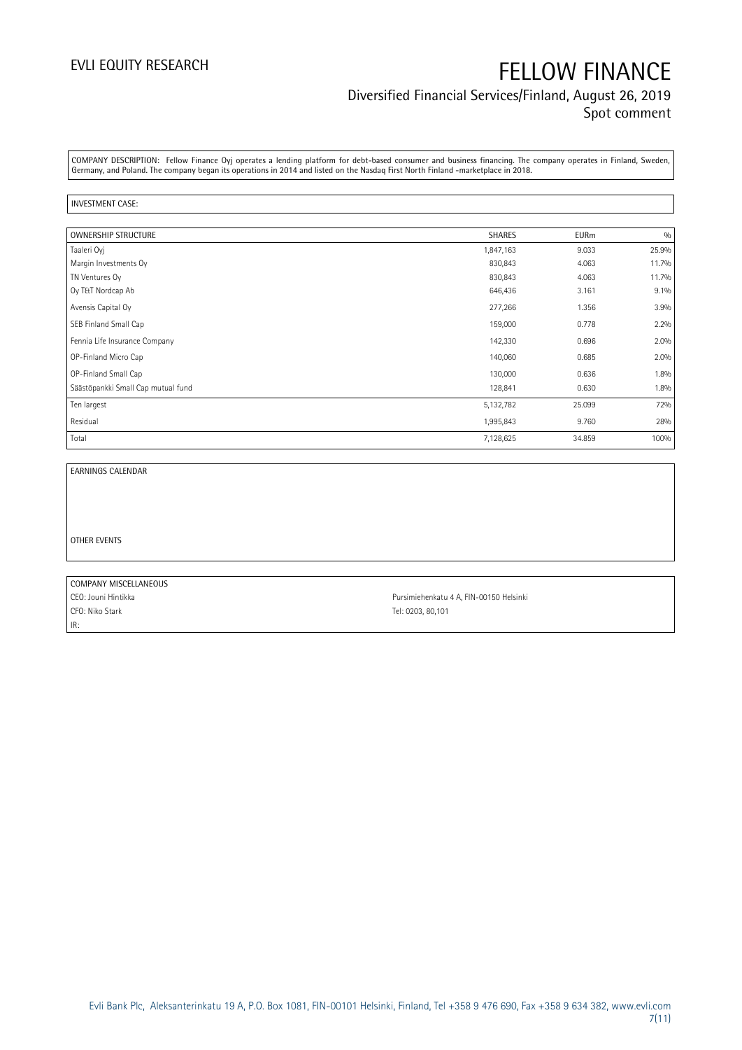COMPANY DESCRIPTION: Fellow Finance Oyj operates a lending platform for debt-based consumer and business financing. The company operates in Finland, Sweden, Germany, and Poland. The company began its operations in 2014 and listed on the Nasdaq First North Finland -marketplace in 2018.

INVESTMENT CASE:

| OWNERSHIP STRUCTURE | SHARES | EURm | % |
|---|---|---|---|
| Taaleri Oyj | 1,847,163 | 9.033 | 25.9% |
| Margin Investments Oy | 830,843 | 4.063 | 11.7% |
| TN Ventures Oy | 830,843 | 4.063 | 11.7% |
| Oy T&T Nordcap Ab | 646,436 | 3.161 | 9.1% |
| Avensis Capital Oy | 277,266 | 1.356 | 3.9% |
| SEB Finland Small Cap | 159,000 | 0.778 | 2.2% |
| Fennia Life Insurance Company | 142,330 | 0.696 | 2.0% |
| OP-Finland Micro Cap | 140,060 | 0.685 | 2.0% |
| OP-Finland Small Cap | 130,000 | 0.636 | 1.8% |
| Säästöpankki Small Cap mutual fund | 128,841 | 0.630 | 1.8% |
| Ten largest | 5,132,782 | 25.099 | 72% |
| Residual | 1,995,843 | 9.760 | 28% |
| Total | 7,128,625 | 34.859 | 100% |

EARNINGS CALENDAR

OTHER EVENTS

COMPANY MISCELLANEOUS

CEO: Jouni Hintikka

Pursimiehenkatu 4 A, FIN-00150 Helsinki

CFO: Niko Stark

Tel: 0203, 80,101

IR: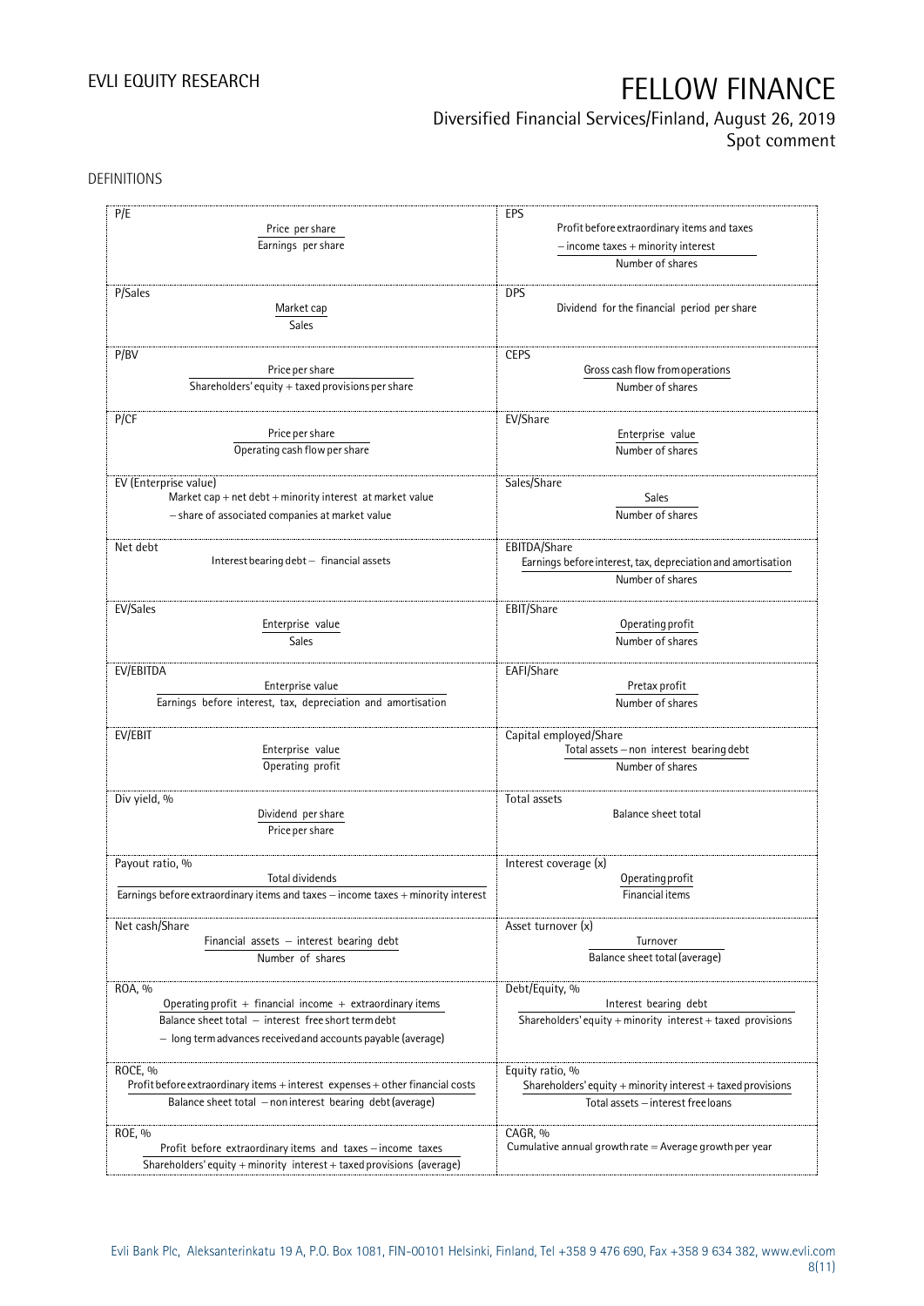DEFINITIONS

| | |
|---|---|
| **P/E**<br>$\dfrac{\text{Price per share}}{\text{Earnings per share}}$ | **EPS**<br>$\dfrac{\text{Profit before extraordinary items and taxes} - \text{income taxes} + \text{minority interest}}{\text{Number of shares}}$ |
| **P/Sales**<br>$\dfrac{\text{Market cap}}{\text{Sales}}$ | **DPS**<br>Dividend for the financial period per share |
| **P/BV**<br>$\dfrac{\text{Price per share}}{\text{Shareholders' equity} + \text{taxed provisions per share}}$ | **CEPS**<br>$\dfrac{\text{Gross cash flow from operations}}{\text{Number of shares}}$ |
| **P/CF**<br>$\dfrac{\text{Price per share}}{\text{Operating cash flow per share}}$ | **EV/Share**<br>$\dfrac{\text{Enterprise value}}{\text{Number of shares}}$ |
| **EV (Enterprise value)**<br>Market cap + net debt + minority interest at market value − share of associated companies at market value | **Sales/Share**<br>$\dfrac{\text{Sales}}{\text{Number of shares}}$ |
| **Net debt**<br>Interest bearing debt − financial assets | **EBITDA/Share**<br>$\dfrac{\text{Earnings before interest, tax, depreciation and amortisation}}{\text{Number of shares}}$ |
| **EV/Sales**<br>$\dfrac{\text{Enterprise value}}{\text{Sales}}$ | **EBIT/Share**<br>$\dfrac{\text{Operating profit}}{\text{Number of shares}}$ |
| **EV/EBITDA**<br>$\dfrac{\text{Enterprise value}}{\text{Earnings before interest, tax, depreciation and amortisation}}$ | **EAFI/Share**<br>$\dfrac{\text{Pretax profit}}{\text{Number of shares}}$ |
| **EV/EBIT**<br>$\dfrac{\text{Enterprise value}}{\text{Operating profit}}$ | **Capital employed/Share**<br>$\dfrac{\text{Total assets} - \text{non interest bearing debt}}{\text{Number of shares}}$ |
| **Div yield, %**<br>$\dfrac{\text{Dividend per share}}{\text{Price per share}}$ | **Total assets**<br>Balance sheet total |
| **Payout ratio, %**<br>$\dfrac{\text{Total dividends}}{\text{Earnings before extraordinary items and taxes} - \text{income taxes} + \text{minority interest}}$ | **Interest coverage (x)**<br>$\dfrac{\text{Operating profit}}{\text{Financial items}}$ |
| **Net cash/Share**<br>$\dfrac{\text{Financial assets} - \text{interest bearing debt}}{\text{Number of shares}}$ | **Asset turnover (x)**<br>$\dfrac{\text{Turnover}}{\text{Balance sheet total (average)}}$ |
| **ROA, %**<br>$\dfrac{\text{Operating profit} + \text{financial income} + \text{extraordinary items}}{\text{Balance sheet total} - \text{interest free short term debt} - \text{long term advances received and accounts payable (average)}}$ | **Debt/Equity, %**<br>$\dfrac{\text{Interest bearing debt}}{\text{Shareholders' equity} + \text{minority interest} + \text{taxed provisions}}$ |
| **ROCE, %**<br>$\dfrac{\text{Profit before extraordinary items} + \text{interest expenses} + \text{other financial costs}}{\text{Balance sheet total} - \text{non interest bearing debt (average)}}$ | **Equity ratio, %**<br>$\dfrac{\text{Shareholders' equity} + \text{minority interest} + \text{taxed provisions}}{\text{Total assets} - \text{interest free loans}}$ |
| **ROE, %**<br>$\dfrac{\text{Profit before extraordinary items and taxes} - \text{income taxes}}{\text{Shareholders' equity} + \text{minority interest} + \text{taxed provisions (average)}}$ | **CAGR, %**<br>Cumulative annual growth rate = Average growth per year |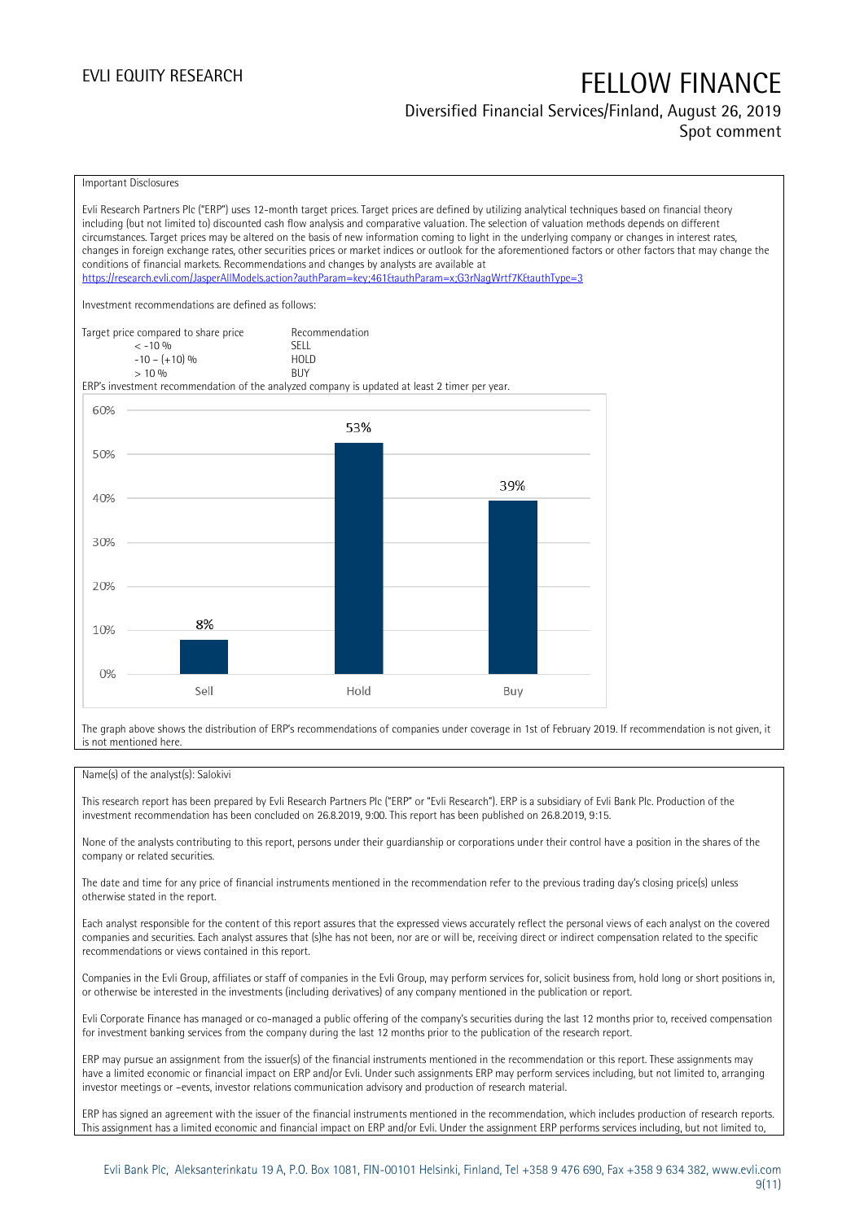Important Disclosures

Evli Research Partners Plc ("ERP") uses 12-month target prices. Target prices are defined by utilizing analytical techniques based on financial theory including (but not limited to) discounted cash flow analysis and comparative valuation. The selection of valuation methods depends on different circumstances. Target prices may be altered on the basis of new information coming to light in the underlying company or changes in interest rates, changes in foreign exchange rates, other securities prices or market indices or outlook for the aforementioned factors or other factors that may change the conditions of financial markets. Recommendations and changes by analysts are available at https://research.evli.com/JasperAllModels.action?authParam=key;461&authParam=x;G3rNagWrtf7K&authType=3

Investment recommendations are defined as follows:

| Target price compared to share price | Recommendation |
|---|---|
| < -10 % | SELL |
| -10 – (+10) % | HOLD |
| > 10 % | BUY |

ERP's investment recommendation of the analyzed company is updated at least 2 timer per year.

| | Sell | Hold | Buy |
|---|---|---|---|
| Share of recommendations | 8% | 53% | 39% |

The graph above shows the distribution of ERP's recommendations of companies under coverage in 1st of February 2019. If recommendation is not given, it is not mentioned here.

Name(s) of the analyst(s): Salokivi

This research report has been prepared by Evli Research Partners Plc ("ERP" or "Evli Research"). ERP is a subsidiary of Evli Bank Plc. Production of the investment recommendation has been concluded on 26.8.2019, 9:00. This report has been published on 26.8.2019, 9:15.

None of the analysts contributing to this report, persons under their guardianship or corporations under their control have a position in the shares of the company or related securities.

The date and time for any price of financial instruments mentioned in the recommendation refer to the previous trading day's closing price(s) unless otherwise stated in the report.

Each analyst responsible for the content of this report assures that the expressed views accurately reflect the personal views of each analyst on the covered companies and securities. Each analyst assures that (s)he has not been, nor are or will be, receiving direct or indirect compensation related to the specific recommendations or views contained in this report.

Companies in the Evli Group, affiliates or staff of companies in the Evli Group, may perform services for, solicit business from, hold long or short positions in, or otherwise be interested in the investments (including derivatives) of any company mentioned in the publication or report.

Evli Corporate Finance has managed or co-managed a public offering of the company's securities during the last 12 months prior to, received compensation for investment banking services from the company during the last 12 months prior to the publication of the research report.

ERP may pursue an assignment from the issuer(s) of the financial instruments mentioned in the recommendation or this report. These assignments may have a limited economic or financial impact on ERP and/or Evli. Under such assignments ERP may perform services including, but not limited to, arranging investor meetings or –events, investor relations communication advisory and production of research material.

ERP has signed an agreement with the issuer of the financial instruments mentioned in the recommendation, which includes production of research reports. This assignment has a limited economic and financial impact on ERP and/or Evli. Under the assignment ERP performs services including, but not limited to,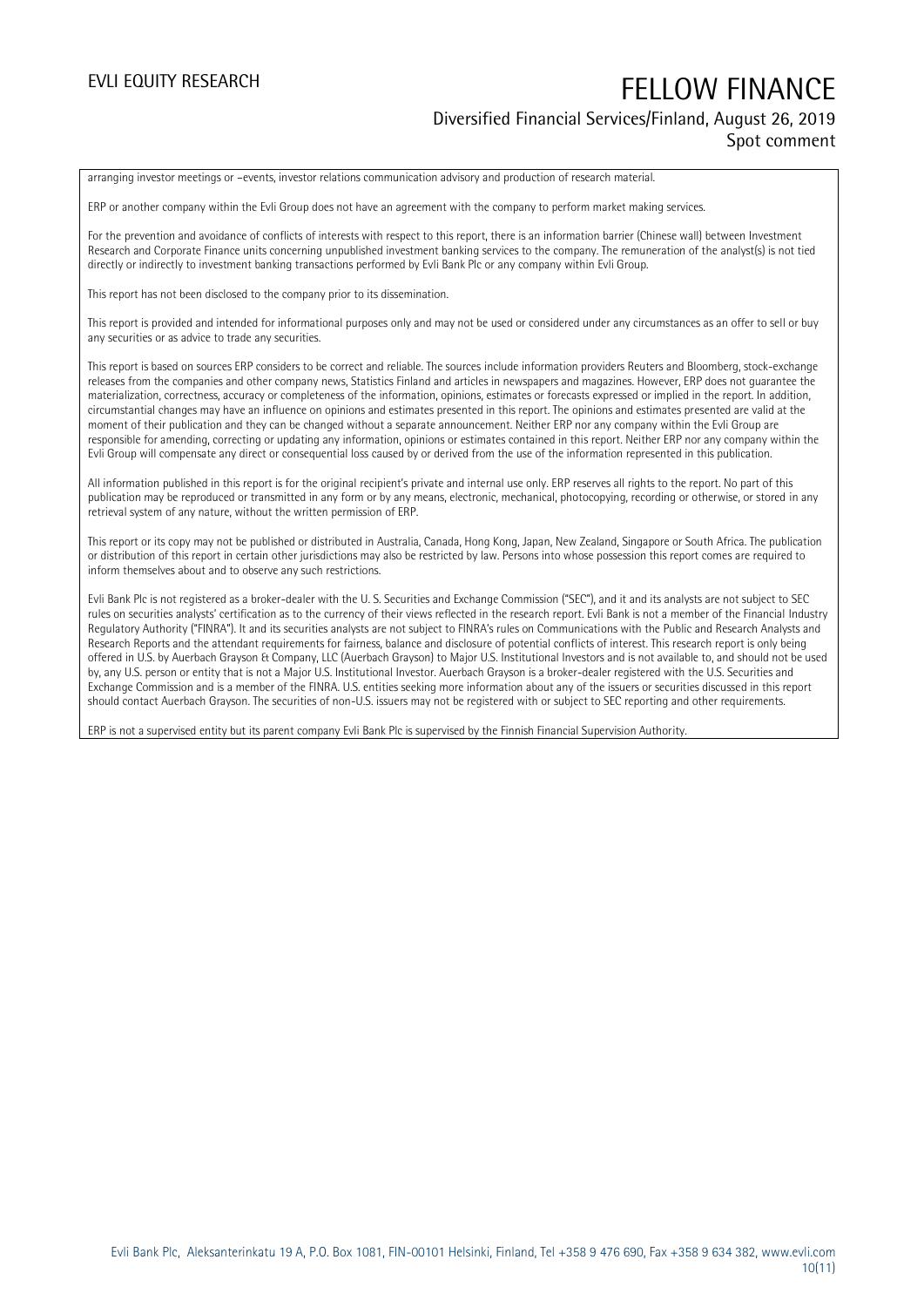arranging investor meetings or –events, investor relations communication advisory and production of research material.

ERP or another company within the Evli Group does not have an agreement with the company to perform market making services.

For the prevention and avoidance of conflicts of interests with respect to this report, there is an information barrier (Chinese wall) between Investment Research and Corporate Finance units concerning unpublished investment banking services to the company. The remuneration of the analyst(s) is not tied directly or indirectly to investment banking transactions performed by Evli Bank Plc or any company within Evli Group.

This report has not been disclosed to the company prior to its dissemination.

This report is provided and intended for informational purposes only and may not be used or considered under any circumstances as an offer to sell or buy any securities or as advice to trade any securities.

This report is based on sources ERP considers to be correct and reliable. The sources include information providers Reuters and Bloomberg, stock-exchange releases from the companies and other company news, Statistics Finland and articles in newspapers and magazines. However, ERP does not guarantee the materialization, correctness, accuracy or completeness of the information, opinions, estimates or forecasts expressed or implied in the report. In addition, circumstantial changes may have an influence on opinions and estimates presented in this report. The opinions and estimates presented are valid at the moment of their publication and they can be changed without a separate announcement. Neither ERP nor any company within the Evli Group are responsible for amending, correcting or updating any information, opinions or estimates contained in this report. Neither ERP nor any company within the Evli Group will compensate any direct or consequential loss caused by or derived from the use of the information represented in this publication.

All information published in this report is for the original recipient's private and internal use only. ERP reserves all rights to the report. No part of this publication may be reproduced or transmitted in any form or by any means, electronic, mechanical, photocopying, recording or otherwise, or stored in any retrieval system of any nature, without the written permission of ERP.

This report or its copy may not be published or distributed in Australia, Canada, Hong Kong, Japan, New Zealand, Singapore or South Africa. The publication or distribution of this report in certain other jurisdictions may also be restricted by law. Persons into whose possession this report comes are required to inform themselves about and to observe any such restrictions.

Evli Bank Plc is not registered as a broker-dealer with the U. S. Securities and Exchange Commission ("SEC"), and it and its analysts are not subject to SEC rules on securities analysts' certification as to the currency of their views reflected in the research report. Evli Bank is not a member of the Financial Industry Regulatory Authority ("FINRA"). It and its securities analysts are not subject to FINRA's rules on Communications with the Public and Research Analysts and Research Reports and the attendant requirements for fairness, balance and disclosure of potential conflicts of interest. This research report is only being offered in U.S. by Auerbach Grayson & Company, LLC (Auerbach Grayson) to Major U.S. Institutional Investors and is not available to, and should not be used by, any U.S. person or entity that is not a Major U.S. Institutional Investor. Auerbach Grayson is a broker-dealer registered with the U.S. Securities and Exchange Commission and is a member of the FINRA. U.S. entities seeking more information about any of the issuers or securities discussed in this report should contact Auerbach Grayson. The securities of non-U.S. issuers may not be registered with or subject to SEC reporting and other requirements.

ERP is not a supervised entity but its parent company Evli Bank Plc is supervised by the Finnish Financial Supervision Authority.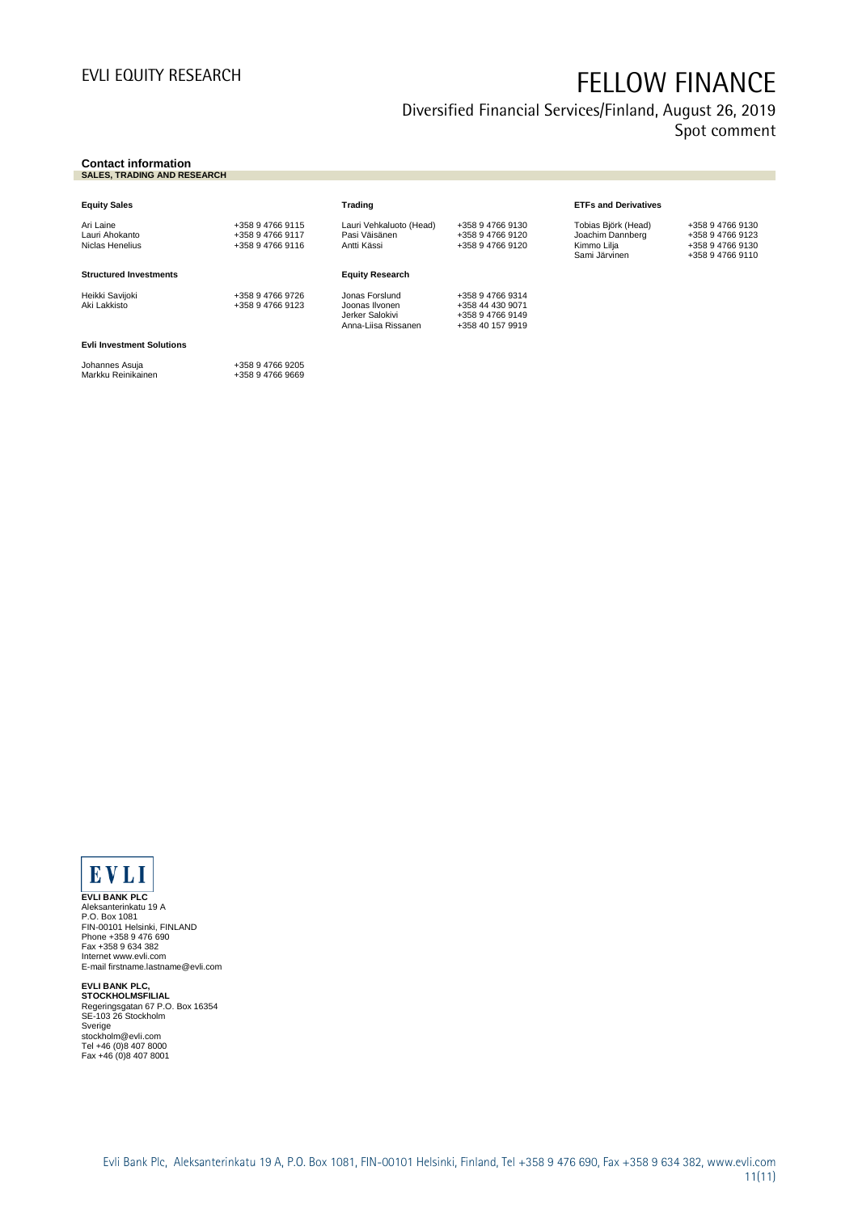## Contact information

**SALES, TRADING AND RESEARCH**

**Equity Sales**

| | |
|---|---|
| Ari Laine | +358 9 4766 9115 |
| Lauri Ahokanto | +358 9 4766 9117 |
| Niclas Henelius | +358 9 4766 9116 |

**Trading**

| | |
|---|---|
| Lauri Vehkaluoto (Head) | +358 9 4766 9130 |
| Pasi Väisänen | +358 9 4766 9120 |
| Antti Kässi | +358 9 4766 9120 |

**ETFs and Derivatives**

| | |
|---|---|
| Tobias Björk (Head) | +358 9 4766 9130 |
| Joachim Dannberg | +358 9 4766 9123 |
| Kimmo Lilja | +358 9 4766 9130 |
| Sami Järvinen | +358 9 4766 9110 |

**Structured Investments**

| | |
|---|---|
| Heikki Savijoki | +358 9 4766 9726 |
| Aki Lakkisto | +358 9 4766 9123 |

**Equity Research**

| | |
|---|---|
| Jonas Forslund | +358 9 4766 9314 |
| Joonas Ilvonen | +358 44 430 9071 |
| Jerker Salokivi | +358 9 4766 9149 |
| Anna-Liisa Rissanen | +358 40 157 9919 |

**Evli Investment Solutions**

| | |
|---|---|
| Johannes Asuja | +358 9 4766 9205 |
| Markku Reinikainen | +358 9 4766 9669 |

**EVLI BANK PLC**
Aleksanterinkatu 19 A
P.O. Box 1081
FIN-00101 Helsinki, FINLAND
Phone +358 9 476 690
Fax +358 9 634 382
Internet www.evli.com
E-mail firstname.lastname@evli.com

**EVLI BANK PLC, STOCKHOLMSFILIAL**
Regeringsgatan 67 P.O. Box 16354
SE-103 26 Stockholm
Sverige
stockholm@evli.com
Tel +46 (0)8 407 8000
Fax +46 (0)8 407 8001